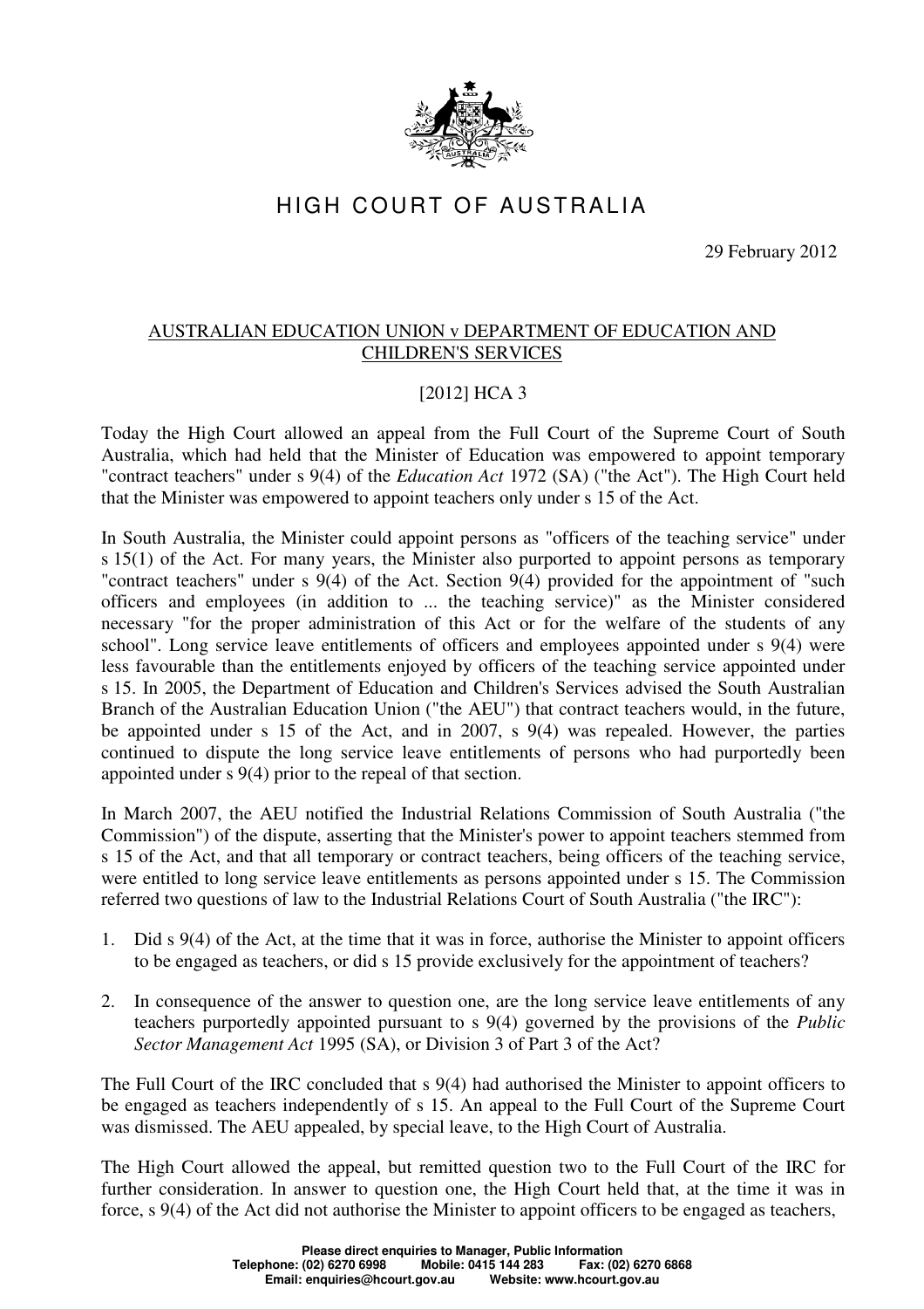# HIGH COURT OF AUSTRALIA

29 February 2012

## AUSTRALIAN EDUCATION UNION v DEPARTMENT OF EDUCATION AND CHILDREN'S SERVICES

[2012] HCA 3

Today the High Court allowed an appeal from the Full Court of the Supreme Court of South Australia, which had held that the Minister of Education was empowered to appoint temporary "contract teachers" under s 9(4) of the *Education Act* 1972 (SA) ("the Act"). The High Court held that the Minister was empowered to appoint teachers only under s 15 of the Act.

In South Australia, the Minister could appoint persons as "officers of the teaching service" under s 15(1) of the Act. For many years, the Minister also purported to appoint persons as temporary "contract teachers" under s 9(4) of the Act. Section 9(4) provided for the appointment of "such officers and employees (in addition to ... the teaching service)" as the Minister considered necessary "for the proper administration of this Act or for the welfare of the students of any school". Long service leave entitlements of officers and employees appointed under s 9(4) were less favourable than the entitlements enjoyed by officers of the teaching service appointed under s 15. In 2005, the Department of Education and Children's Services advised the South Australian Branch of the Australian Education Union ("the AEU") that contract teachers would, in the future, be appointed under s 15 of the Act, and in 2007, s 9(4) was repealed. However, the parties continued to dispute the long service leave entitlements of persons who had purportedly been appointed under s 9(4) prior to the repeal of that section.

In March 2007, the AEU notified the Industrial Relations Commission of South Australia ("the Commission") of the dispute, asserting that the Minister's power to appoint teachers stemmed from s 15 of the Act, and that all temporary or contract teachers, being officers of the teaching service, were entitled to long service leave entitlements as persons appointed under s 15. The Commission referred two questions of law to the Industrial Relations Court of South Australia ("the IRC"):

1. Did s 9(4) of the Act, at the time that it was in force, authorise the Minister to appoint officers to be engaged as teachers, or did s 15 provide exclusively for the appointment of teachers?
2. In consequence of the answer to question one, are the long service leave entitlements of any teachers purportedly appointed pursuant to s 9(4) governed by the provisions of the *Public Sector Management Act* 1995 (SA), or Division 3 of Part 3 of the Act?

The Full Court of the IRC concluded that s 9(4) had authorised the Minister to appoint officers to be engaged as teachers independently of s 15. An appeal to the Full Court of the Supreme Court was dismissed. The AEU appealed, by special leave, to the High Court of Australia.

The High Court allowed the appeal, but remitted question two to the Full Court of the IRC for further consideration. In answer to question one, the High Court held that, at the time it was in force, s 9(4) of the Act did not authorise the Minister to appoint officers to be engaged as teachers,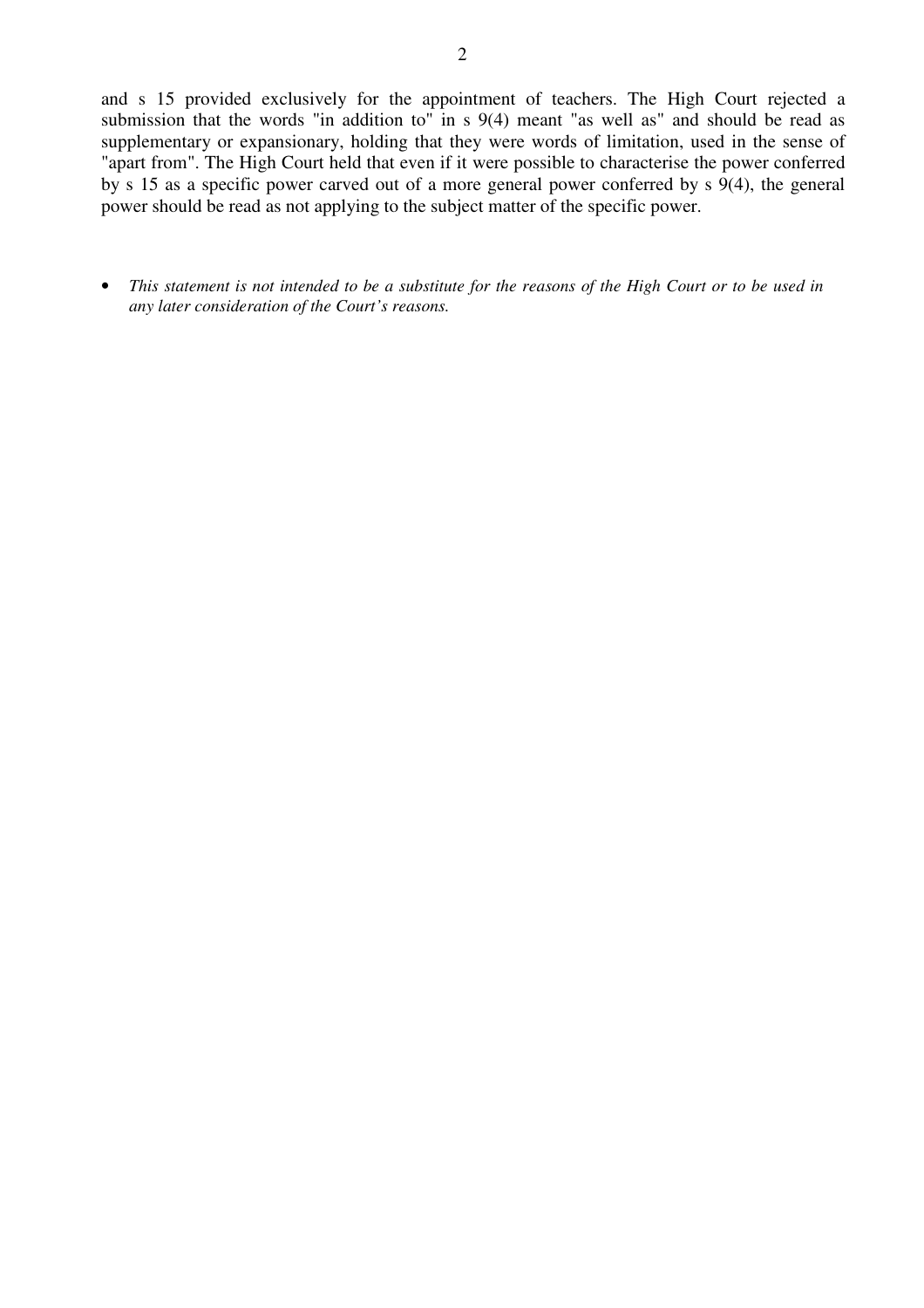and s 15 provided exclusively for the appointment of teachers. The High Court rejected a submission that the words "in addition to" in s 9(4) meant "as well as" and should be read as supplementary or expansionary, holding that they were words of limitation, used in the sense of "apart from". The High Court held that even if it were possible to characterise the power conferred by s 15 as a specific power carved out of a more general power conferred by s 9(4), the general power should be read as not applying to the subject matter of the specific power.

- *This statement is not intended to be a substitute for the reasons of the High Court or to be used in any later consideration of the Court's reasons.*